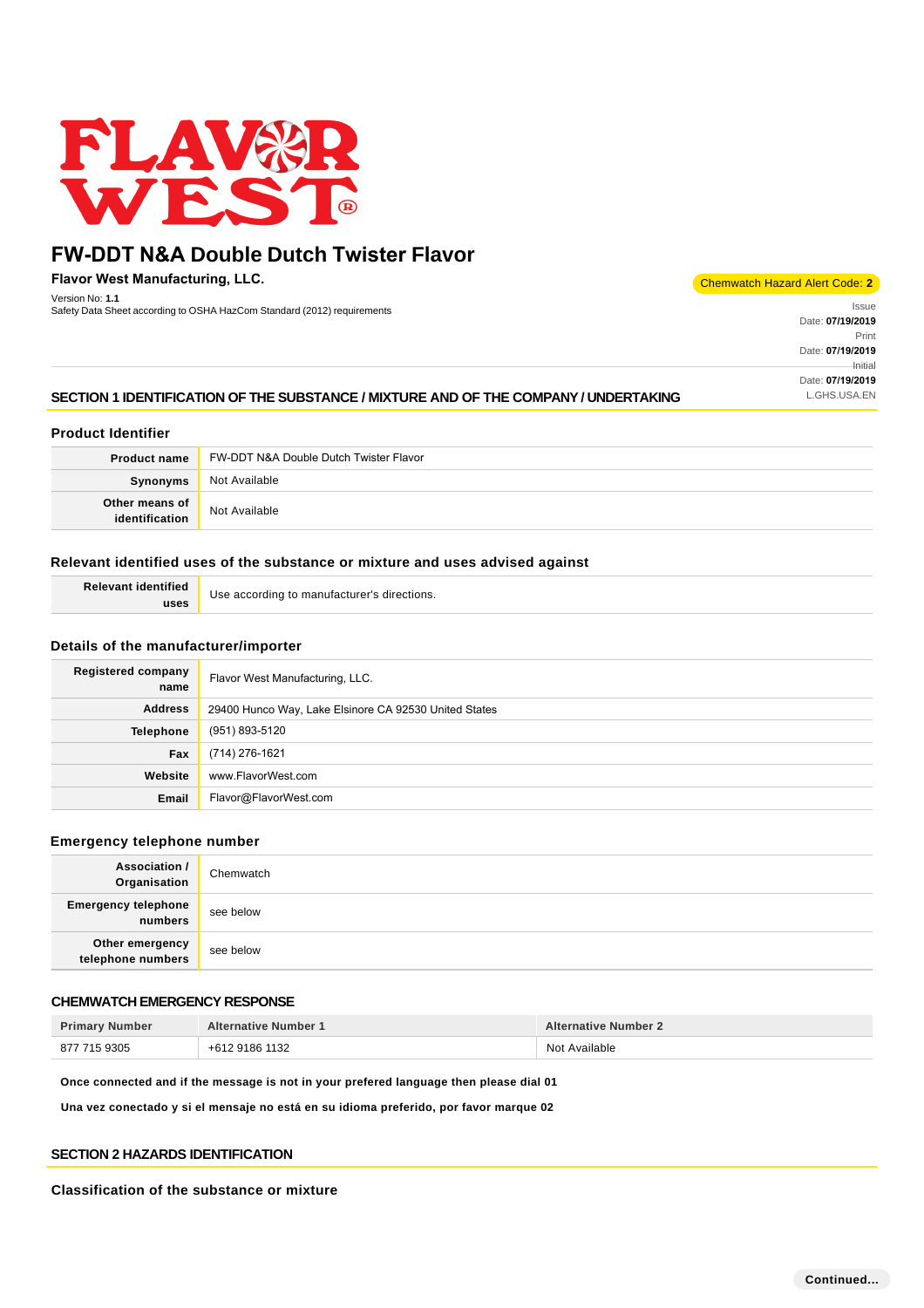# FW-DDT N&A Double Dutch Twister Flavor

**Flavor West Manufacturing, LLC.**

Version No: **1.1**
Safety Data Sheet according to OSHA HazCom Standard (2012) requirements

Chemwatch Hazard Alert Code: **2**

Issue Date: **07/19/2019**
Print Date: **07/19/2019**
Initial Date: **07/19/2019**
L.GHS.USA.EN

## SECTION 1 IDENTIFICATION OF THE SUBSTANCE / MIXTURE AND OF THE COMPANY / UNDERTAKING

### Product Identifier

| | |
|---|---|
| **Product name** | FW-DDT N&A Double Dutch Twister Flavor |
| **Synonyms** | Not Available |
| **Other means of identification** | Not Available |

### Relevant identified uses of the substance or mixture and uses advised against

| | |
|---|---|
| **Relevant identified uses** | Use according to manufacturer's directions. |

### Details of the manufacturer/importer

| | |
|---|---|
| **Registered company name** | Flavor West Manufacturing, LLC. |
| **Address** | 29400 Hunco Way, Lake Elsinore CA 92530 United States |
| **Telephone** | (951) 893-5120 |
| **Fax** | (714) 276-1621 |
| **Website** | www.FlavorWest.com |
| **Email** | Flavor@FlavorWest.com |

### Emergency telephone number

| | |
|---|---|
| **Association / Organisation** | Chemwatch |
| **Emergency telephone numbers** | see below |
| **Other emergency telephone numbers** | see below |

### CHEMWATCH EMERGENCY RESPONSE

| Primary Number | Alternative Number 1 | Alternative Number 2 |
|---|---|---|
| 877 715 9305 | +612 9186 1132 | Not Available |

**Once connected and if the message is not in your prefered language then please dial 01**

**Una vez conectado y si el mensaje no está en su idioma preferido, por favor marque 02**

## SECTION 2 HAZARDS IDENTIFICATION

### Classification of the substance or mixture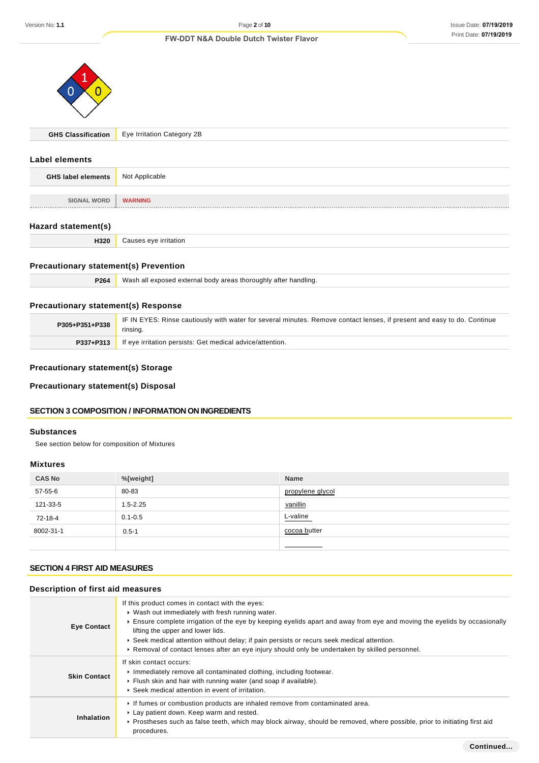| GHS Classification | Eye Irritation Category 2B |
|---|---|

## Label elements

| GHS label elements | Not Applicable |
|---|---|
| SIGNAL WORD | WARNING |

## Hazard statement(s)

| H320 | Causes eye irritation |
|---|---|

## Precautionary statement(s) Prevention

| P264 | Wash all exposed external body areas thoroughly after handling. |
|---|---|

## Precautionary statement(s) Response

| P305+P351+P338 | IF IN EYES: Rinse cautiously with water for several minutes. Remove contact lenses, if present and easy to do. Continue rinsing. |
|---|---|
| P337+P313 | If eye irritation persists: Get medical advice/attention. |

## Precautionary statement(s) Storage

## Precautionary statement(s) Disposal

# SECTION 3 COMPOSITION / INFORMATION ON INGREDIENTS

## Substances

See section below for composition of Mixtures

## Mixtures

| CAS No | %[weight] | Name |
|---|---|---|
| 57-55-6 | 80-83 | propylene glycol |
| 121-33-5 | 1.5-2.25 | vanillin |
| 72-18-4 | 0.1-0.5 | L-valine |
| 8002-31-1 | 0.5-1 | cocoa butter |
| | | |

# SECTION 4 FIRST AID MEASURES

## Description of first aid measures

| | |
|---|---|
| Eye Contact | If this product comes in contact with the eyes:<br>▸ Wash out immediately with fresh running water.<br>▸ Ensure complete irrigation of the eye by keeping eyelids apart and away from eye and moving the eyelids by occasionally lifting the upper and lower lids.<br>▸ Seek medical attention without delay; if pain persists or recurs seek medical attention.<br>▸ Removal of contact lenses after an eye injury should only be undertaken by skilled personnel. |
| Skin Contact | If skin contact occurs:<br>▸ Immediately remove all contaminated clothing, including footwear.<br>▸ Flush skin and hair with running water (and soap if available).<br>▸ Seek medical attention in event of irritation. |
| Inhalation | ▸ If fumes or combustion products are inhaled remove from contaminated area.<br>▸ Lay patient down. Keep warm and rested.<br>▸ Prostheses such as false teeth, which may block airway, should be removed, where possible, prior to initiating first aid procedures. |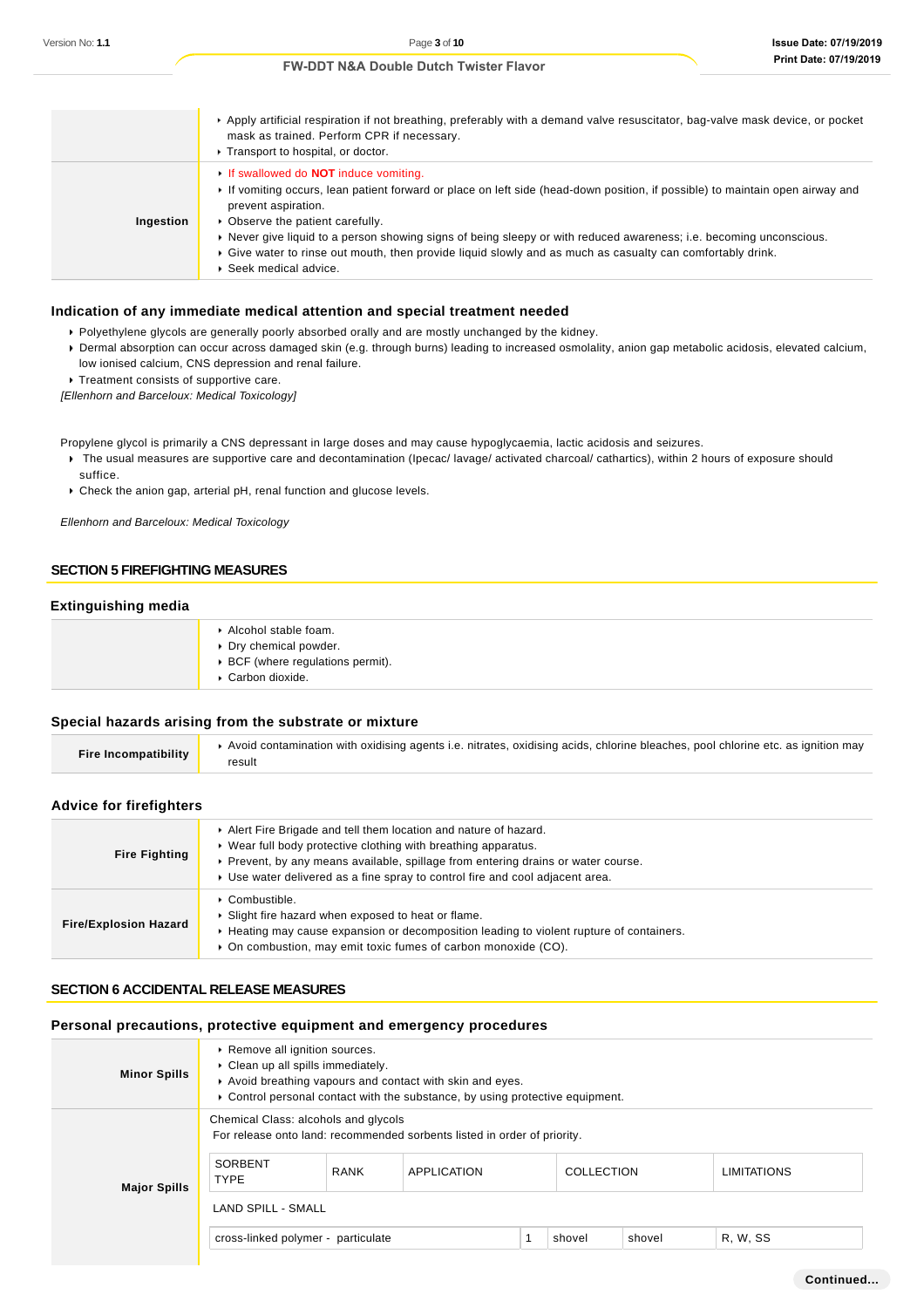|  |  |
|---|---|
|  | ▸ Apply artificial respiration if not breathing, preferably with a demand valve resuscitator, bag-valve mask device, or pocket mask as trained. Perform CPR if necessary.<br>▸ Transport to hospital, or doctor. |
| **Ingestion** | ▸ If swallowed do **NOT** induce vomiting.<br>▸ If vomiting occurs, lean patient forward or place on left side (head-down position, if possible) to maintain open airway and prevent aspiration.<br>▸ Observe the patient carefully.<br>▸ Never give liquid to a person showing signs of being sleepy or with reduced awareness; i.e. becoming unconscious.<br>▸ Give water to rinse out mouth, then provide liquid slowly and as much as casualty can comfortably drink.<br>▸ Seek medical advice. |

### Indication of any immediate medical attention and special treatment needed

- Polyethylene glycols are generally poorly absorbed orally and are mostly unchanged by the kidney.
- Dermal absorption can occur across damaged skin (e.g. through burns) leading to increased osmolality, anion gap metabolic acidosis, elevated calcium, low ionised calcium, CNS depression and renal failure.
- Treatment consists of supportive care.

*[Ellenhorn and Barceloux: Medical Toxicology]*

Propylene glycol is primarily a CNS depressant in large doses and may cause hypoglycaemia, lactic acidosis and seizures.

- The usual measures are supportive care and decontamination (Ipecac/ lavage/ activated charcoal/ cathartics), within 2 hours of exposure should suffice.
- Check the anion gap, arterial pH, renal function and glucose levels.

*Ellenhorn and Barceloux: Medical Toxicology*

## SECTION 5 FIREFIGHTING MEASURES

### Extinguishing media

|  |  |
|---|---|
|  | ▸ Alcohol stable foam.<br>▸ Dry chemical powder.<br>▸ BCF (where regulations permit).<br>▸ Carbon dioxide. |

### Special hazards arising from the substrate or mixture

|  |  |
|---|---|
| **Fire Incompatibility** | ▸ Avoid contamination with oxidising agents i.e. nitrates, oxidising acids, chlorine bleaches, pool chlorine etc. as ignition may result |

### Advice for firefighters

|  |  |
|---|---|
| **Fire Fighting** | ▸ Alert Fire Brigade and tell them location and nature of hazard.<br>▸ Wear full body protective clothing with breathing apparatus.<br>▸ Prevent, by any means available, spillage from entering drains or water course.<br>▸ Use water delivered as a fine spray to control fire and cool adjacent area. |
| **Fire/Explosion Hazard** | ▸ Combustible.<br>▸ Slight fire hazard when exposed to heat or flame.<br>▸ Heating may cause expansion or decomposition leading to violent rupture of containers.<br>▸ On combustion, may emit toxic fumes of carbon monoxide (CO). |

## SECTION 6 ACCIDENTAL RELEASE MEASURES

### Personal precautions, protective equipment and emergency procedures

|  |  |
|---|---|
| **Minor Spills** | ▸ Remove all ignition sources.<br>▸ Clean up all spills immediately.<br>▸ Avoid breathing vapours and contact with skin and eyes.<br>▸ Control personal contact with the substance, by using protective equipment. |
| **Major Spills** | Chemical Class: alcohols and glycols<br>For release onto land: recommended sorbents listed in order of priority. |

| SORBENT TYPE | RANK | APPLICATION | COLLECTION | LIMITATIONS |
|---|---|---|---|---|
| LAND SPILL - SMALL | | | | |
| cross-linked polymer - particulate | 1 | shovel | shovel | R, W, SS |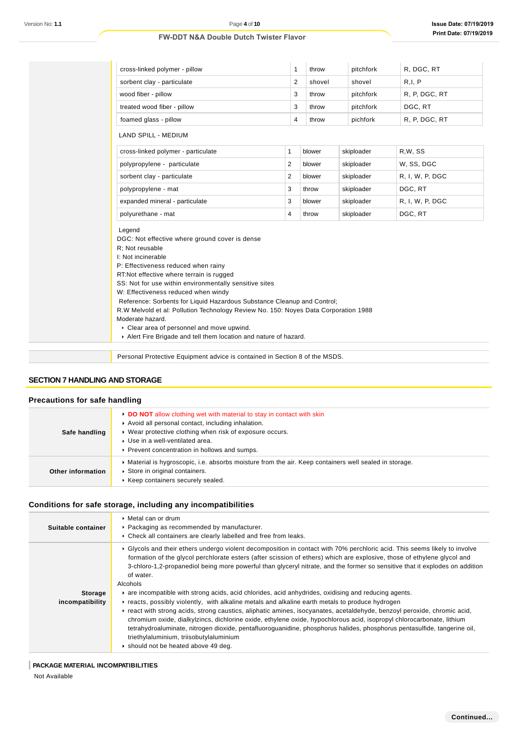| | | | | |
|---|---|---|---|---|
| cross-linked polymer - pillow | 1 | throw | pitchfork | R, DGC, RT |
| sorbent clay - particulate | 2 | shovel | shovel | R,I, P |
| wood fiber - pillow | 3 | throw | pitchfork | R, P, DGC, RT |
| treated wood fiber - pillow | 3 | throw | pitchfork | DGC, RT |
| foamed glass - pillow | 4 | throw | pichfork | R, P, DGC, RT |

LAND SPILL - MEDIUM

| | | | | |
|---|---|---|---|---|
| cross-linked polymer - particulate | 1 | blower | skiploader | R,W, SS |
| polypropylene - particulate | 2 | blower | skiploader | W, SS, DGC |
| sorbent clay - particulate | 2 | blower | skiploader | R, I, W, P, DGC |
| polypropylene - mat | 3 | throw | skiploader | DGC, RT |
| expanded mineral - particulate | 3 | blower | skiploader | R, I, W, P, DGC |
| polyurethane - mat | 4 | throw | skiploader | DGC, RT |

Legend
DGC: Not effective where ground cover is dense
R; Not reusable
I: Not incinerable
P: Effectiveness reduced when rainy
RT:Not effective where terrain is rugged
SS: Not for use within environmentally sensitive sites
W: Effectiveness reduced when windy
Reference: Sorbents for Liquid Hazardous Substance Cleanup and Control;
R.W Melvold et al: Pollution Technology Review No. 150: Noyes Data Corporation 1988
Moderate hazard.

- Clear area of personnel and move upwind.
- Alert Fire Brigade and tell them location and nature of hazard.

Personal Protective Equipment advice is contained in Section 8 of the MSDS.

## SECTION 7 HANDLING AND STORAGE

### Precautions for safe handling

| | |
|---|---|
| **Safe handling** | - **DO NOT** allow clothing wet with material to stay in contact with skin<br>- Avoid all personal contact, including inhalation.<br>- Wear protective clothing when risk of exposure occurs.<br>- Use in a well-ventilated area.<br>- Prevent concentration in hollows and sumps. |
| **Other information** | - Material is hygroscopic, i.e. absorbs moisture from the air. Keep containers well sealed in storage.<br>- Store in original containers.<br>- Keep containers securely sealed. |

### Conditions for safe storage, including any incompatibilities

| | |
|---|---|
| **Suitable container** | - Metal can or drum<br>- Packaging as recommended by manufacturer.<br>- Check all containers are clearly labelled and free from leaks. |
| **Storage incompatibility** | - Glycols and their ethers undergo violent decomposition in contact with 70% perchloric acid. This seems likely to involve formation of the glycol perchlorate esters (after scission of ethers) which are explosive, those of ethylene glycol and 3-chloro-1,2-propanediol being more powerful than glyceryl nitrate, and the former so sensitive that it explodes on addition of water.<br>Alcohols<br>- are incompatible with strong acids, acid chlorides, acid anhydrides, oxidising and reducing agents.<br>- reacts, possibly violently, with alkaline metals and alkaline earth metals to produce hydrogen<br>- react with strong acids, strong caustics, aliphatic amines, isocyanates, acetaldehyde, benzoyl peroxide, chromic acid, chromium oxide, dialkylzincs, dichlorine oxide, ethylene oxide, hypochlorous acid, isopropyl chlorocarbonate, lithium tetrahydroaluminate, nitrogen dioxide, pentafluoroguanidine, phosphorus halides, phosphorus pentasulfide, tangerine oil, triethylaluminium, triisobutylaluminium<br>- should not be heated above 49 deg. |

**PACKAGE MATERIAL INCOMPATIBILITIES**

Not Available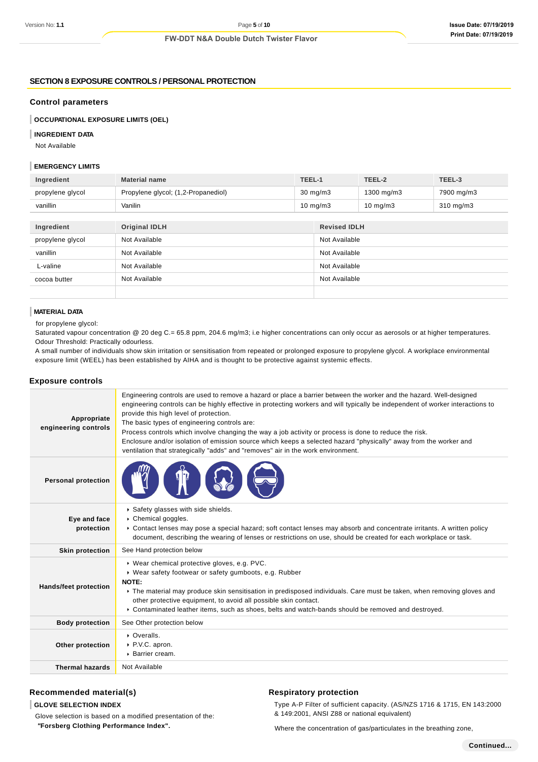## SECTION 8 EXPOSURE CONTROLS / PERSONAL PROTECTION

### Control parameters

#### OCCUPATIONAL EXPOSURE LIMITS (OEL)

#### INGREDIENT DATA

Not Available

#### EMERGENCY LIMITS

| Ingredient | Material name | TEEL-1 | TEEL-2 | TEEL-3 |
|---|---|---|---|---|
| propylene glycol | Propylene glycol; (1,2-Propanediol) | 30 mg/m3 | 1300 mg/m3 | 7900 mg/m3 |
| vanillin | Vanilin | 10 mg/m3 | 10 mg/m3 | 310 mg/m3 |

| Ingredient | Original IDLH | Revised IDLH |
|---|---|---|
| propylene glycol | Not Available | Not Available |
| vanillin | Not Available | Not Available |
| L-valine | Not Available | Not Available |
| cocoa butter | Not Available | Not Available |
| | | |

#### MATERIAL DATA

for propylene glycol:
Saturated vapour concentration @ 20 deg C.= 65.8 ppm, 204.6 mg/m3; i.e higher concentrations can only occur as aerosols or at higher temperatures.
Odour Threshold: Practically odourless.
A small number of individuals show skin irritation or sensitisation from repeated or prolonged exposure to propylene glycol. A workplace environmental exposure limit (WEEL) has been established by AIHA and is thought to be protective against systemic effects.

### Exposure controls

| | |
|---|---|
| **Appropriate engineering controls** | Engineering controls are used to remove a hazard or place a barrier between the worker and the hazard. Well-designed engineering controls can be highly effective in protecting workers and will typically be independent of worker interactions to provide this high level of protection.<br>The basic types of engineering controls are:<br>Process controls which involve changing the way a job activity or process is done to reduce the risk.<br>Enclosure and/or isolation of emission source which keeps a selected hazard "physically" away from the worker and ventilation that strategically "adds" and "removes" air in the work environment. |
| **Personal protection** | |
| **Eye and face protection** | ▸ Safety glasses with side shields.<br>▸ Chemical goggles.<br>▸ Contact lenses may pose a special hazard; soft contact lenses may absorb and concentrate irritants. A written policy document, describing the wearing of lenses or restrictions on use, should be created for each workplace or task. |
| **Skin protection** | See Hand protection below |
| **Hands/feet protection** | ▸ Wear chemical protective gloves, e.g. PVC.<br>▸ Wear safety footwear or safety gumboots, e.g. Rubber<br>**NOTE:**<br>▸ The material may produce skin sensitisation in predisposed individuals. Care must be taken, when removing gloves and other protective equipment, to avoid all possible skin contact.<br>▸ Contaminated leather items, such as shoes, belts and watch-bands should be removed and destroyed. |
| **Body protection** | See Other protection below |
| **Other protection** | ▸ Overalls.<br>▸ P.V.C. apron.<br>▸ Barrier cream. |
| **Thermal hazards** | Not Available |

### Recommended material(s)

#### GLOVE SELECTION INDEX

Glove selection is based on a modified presentation of the:
***"Forsberg Clothing Performance Index".***

### Respiratory protection

Type A-P Filter of sufficient capacity. (AS/NZS 1716 & 1715, EN 143:2000 & 149:2001, ANSI Z88 or national equivalent)

Where the concentration of gas/particulates in the breathing zone,

**Continued...**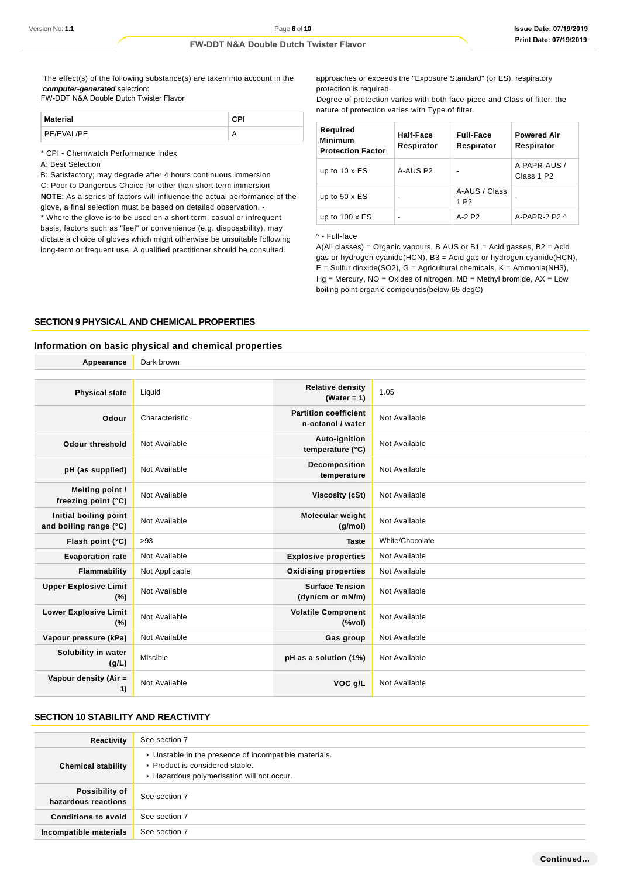The effect(s) of the following substance(s) are taken into account in the ***computer-generated*** selection:
FW-DDT N&A Double Dutch Twister Flavor

| Material | CPI |
|---|---|
| PE/EVAL/PE | A |

\* CPI - Chemwatch Performance Index
A: Best Selection
B: Satisfactory; may degrade after 4 hours continuous immersion
C: Poor to Dangerous Choice for other than short term immersion
**NOTE**: As a series of factors will influence the actual performance of the glove, a final selection must be based on detailed observation. -
\* Where the glove is to be used on a short term, casual or infrequent basis, factors such as "feel" or convenience (e.g. disposability), may dictate a choice of gloves which might otherwise be unsuitable following long-term or frequent use. A qualified practitioner should be consulted.

approaches or exceeds the "Exposure Standard" (or ES), respiratory protection is required.
Degree of protection varies with both face-piece and Class of filter; the nature of protection varies with Type of filter.

| Required Minimum Protection Factor | Half-Face Respirator | Full-Face Respirator | Powered Air Respirator |
|---|---|---|---|
| up to 10 x ES | A-AUS P2 | - | A-PAPR-AUS / Class 1 P2 |
| up to 50 x ES | - | A-AUS / Class 1 P2 | - |
| up to 100 x ES | - | A-2 P2 | A-PAPR-2 P2 ^ |

^ - Full-face
A(All classes) = Organic vapours, B AUS or B1 = Acid gasses, B2 = Acid gas or hydrogen cyanide(HCN), B3 = Acid gas or hydrogen cyanide(HCN), E = Sulfur dioxide(SO2), G = Agricultural chemicals, K = Ammonia(NH3), Hg = Mercury, NO = Oxides of nitrogen, MB = Methyl bromide, AX = Low boiling point organic compounds(below 65 degC)

## SECTION 9 PHYSICAL AND CHEMICAL PROPERTIES

### Information on basic physical and chemical properties

| | | | |
|---|---|---|---|
| **Appearance** | Dark brown | | |
| **Physical state** | Liquid | **Relative density (Water = 1)** | 1.05 |
| **Odour** | Characteristic | **Partition coefficient n-octanol / water** | Not Available |
| **Odour threshold** | Not Available | **Auto-ignition temperature (°C)** | Not Available |
| **pH (as supplied)** | Not Available | **Decomposition temperature** | Not Available |
| **Melting point / freezing point (°C)** | Not Available | **Viscosity (cSt)** | Not Available |
| **Initial boiling point and boiling range (°C)** | Not Available | **Molecular weight (g/mol)** | Not Available |
| **Flash point (°C)** | >93 | **Taste** | White/Chocolate |
| **Evaporation rate** | Not Available | **Explosive properties** | Not Available |
| **Flammability** | Not Applicable | **Oxidising properties** | Not Available |
| **Upper Explosive Limit (%)** | Not Available | **Surface Tension (dyn/cm or mN/m)** | Not Available |
| **Lower Explosive Limit (%)** | Not Available | **Volatile Component (%vol)** | Not Available |
| **Vapour pressure (kPa)** | Not Available | **Gas group** | Not Available |
| **Solubility in water (g/L)** | Miscible | **pH as a solution (1%)** | Not Available |
| **Vapour density (Air = 1)** | Not Available | **VOC g/L** | Not Available |

## SECTION 10 STABILITY AND REACTIVITY

| | |
|---|---|
| **Reactivity** | See section 7 |
| **Chemical stability** | ▸ Unstable in the presence of incompatible materials.<br>▸ Product is considered stable.<br>▸ Hazardous polymerisation will not occur. |
| **Possibility of hazardous reactions** | See section 7 |
| **Conditions to avoid** | See section 7 |
| **Incompatible materials** | See section 7 |

Continued...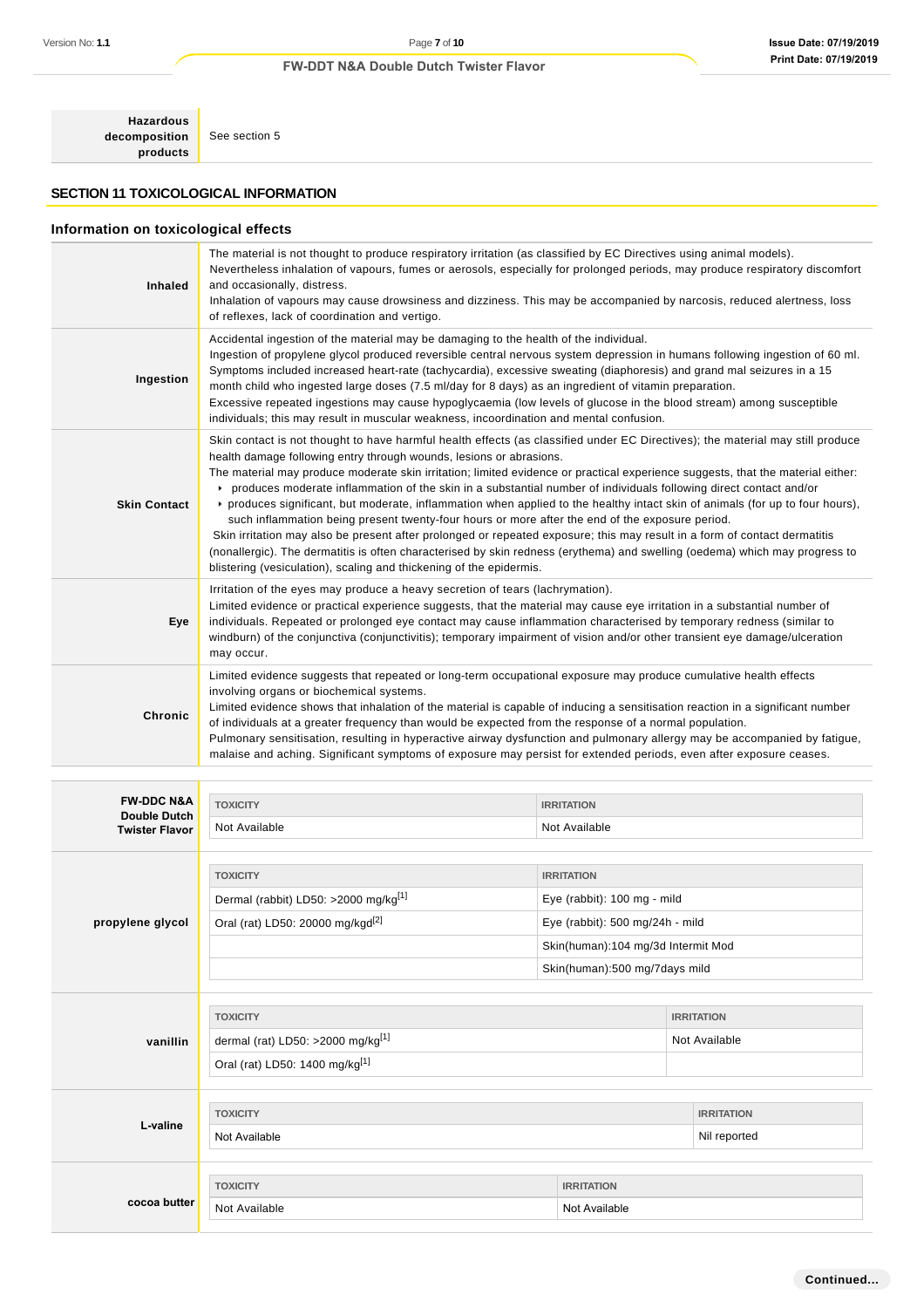| | |
|---|---|
| **Hazardous decomposition products** | See section 5 |

## SECTION 11 TOXICOLOGICAL INFORMATION

### Information on toxicological effects

| | |
|---|---|
| **Inhaled** | The material is not thought to produce respiratory irritation (as classified by EC Directives using animal models). Nevertheless inhalation of vapours, fumes or aerosols, especially for prolonged periods, may produce respiratory discomfort and occasionally, distress.<br>Inhalation of vapours may cause drowsiness and dizziness. This may be accompanied by narcosis, reduced alertness, loss of reflexes, lack of coordination and vertigo. |
| **Ingestion** | Accidental ingestion of the material may be damaging to the health of the individual.<br>Ingestion of propylene glycol produced reversible central nervous system depression in humans following ingestion of 60 ml. Symptoms included increased heart-rate (tachycardia), excessive sweating (diaphoresis) and grand mal seizures in a 15 month child who ingested large doses (7.5 ml/day for 8 days) as an ingredient of vitamin preparation.<br>Excessive repeated ingestions may cause hypoglycaemia (low levels of glucose in the blood stream) among susceptible individuals; this may result in muscular weakness, incoordination and mental confusion. |
| **Skin Contact** | Skin contact is not thought to have harmful health effects (as classified under EC Directives); the material may still produce health damage following entry through wounds, lesions or abrasions.<br>The material may produce moderate skin irritation; limited evidence or practical experience suggests, that the material either:<br>‣ produces moderate inflammation of the skin in a substantial number of individuals following direct contact and/or<br>‣ produces significant, but moderate, inflammation when applied to the healthy intact skin of animals (for up to four hours), such inflammation being present twenty-four hours or more after the end of the exposure period.<br>Skin irritation may also be present after prolonged or repeated exposure; this may result in a form of contact dermatitis (nonallergic). The dermatitis is often characterised by skin redness (erythema) and swelling (oedema) which may progress to blistering (vesiculation), scaling and thickening of the epidermis. |
| **Eye** | Irritation of the eyes may produce a heavy secretion of tears (lachrymation).<br>Limited evidence or practical experience suggests, that the material may cause eye irritation in a substantial number of individuals. Repeated or prolonged eye contact may cause inflammation characterised by temporary redness (similar to windburn) of the conjunctiva (conjunctivitis); temporary impairment of vision and/or other transient eye damage/ulceration may occur. |
| **Chronic** | Limited evidence suggests that repeated or long-term occupational exposure may produce cumulative health effects involving organs or biochemical systems.<br>Limited evidence shows that inhalation of the material is capable of inducing a sensitisation reaction in a significant number of individuals at a greater frequency than would be expected from the response of a normal population.<br>Pulmonary sensitisation, resulting in hyperactive airway dysfunction and pulmonary allergy may be accompanied by fatigue, malaise and aching. Significant symptoms of exposure may persist for extended periods, even after exposure ceases. |

| | TOXICITY | IRRITATION |
|---|---|---|
| **FW-DDC N&A Double Dutch Twister Flavor** | Not Available | Not Available |

| | TOXICITY | IRRITATION |
|---|---|---|
| **propylene glycol** | Dermal (rabbit) LD50: >2000 mg/kg[1] | Eye (rabbit): 100 mg - mild |
| | Oral (rat) LD50: 20000 mg/kgd[2] | Eye (rabbit): 500 mg/24h - mild |
| | | Skin(human):104 mg/3d Intermit Mod |
| | | Skin(human):500 mg/7days mild |

| | TOXICITY | IRRITATION |
|---|---|---|
| **vanillin** | dermal (rat) LD50: >2000 mg/kg[1] | Not Available |
| | Oral (rat) LD50: 1400 mg/kg[1] | |

| | TOXICITY | IRRITATION |
|---|---|---|
| **L-valine** | Not Available | Nil reported |

| | TOXICITY | IRRITATION |
|---|---|---|
| **cocoa butter** | Not Available | Not Available |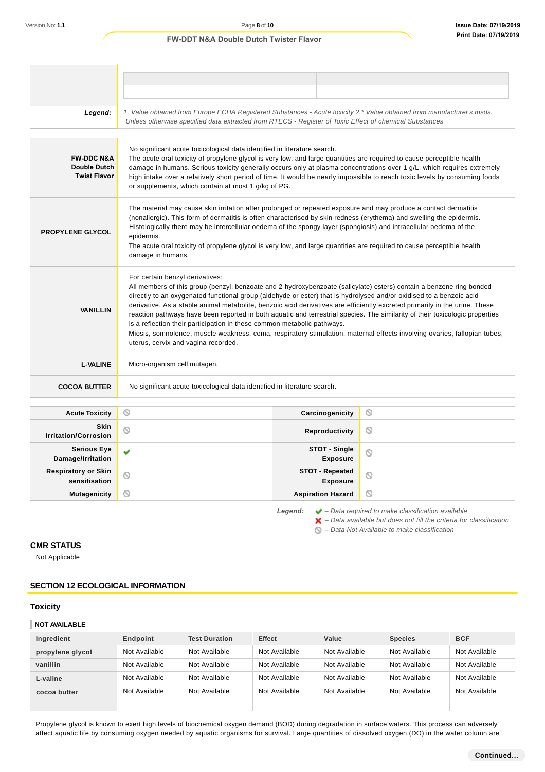| | |
|---|---|
| | |
| | |

| | |
|---|---|
| **Legend:** | *1. Value obtained from Europe ECHA Registered Substances - Acute toxicity 2.\* Value obtained from manufacturer's msds. Unless otherwise specified data extracted from RTECS - Register of Toxic Effect of chemical Substances* |

| | |
|---|---|
| **FW-DDC N&A Double Dutch Twist Flavor** | No significant acute toxicological data identified in literature search. The acute oral toxicity of propylene glycol is very low, and large quantities are required to cause perceptible health damage in humans. Serious toxicity generally occurs only at plasma concentrations over 1 g/L, which requires extremely high intake over a relatively short period of time. It would be nearly impossible to reach toxic levels by consuming foods or supplements, which contain at most 1 g/kg of PG. |
| **PROPYLENE GLYCOL** | The material may cause skin irritation after prolonged or repeated exposure and may produce a contact dermatitis (nonallergic). This form of dermatitis is often characterised by skin redness (erythema) and swelling the epidermis. Histologically there may be intercellular oedema of the spongy layer (spongiosis) and intracellular oedema of the epidermis. The acute oral toxicity of propylene glycol is very low, and large quantities are required to cause perceptible health damage in humans. |
| **VANILLIN** | For certain benzyl derivatives: All members of this group (benzyl, benzoate and 2-hydroxybenzoate (salicylate) esters) contain a benzene ring bonded directly to an oxygenated functional group (aldehyde or ester) that is hydrolysed and/or oxidised to a benzoic acid derivative. As a stable animal metabolite, benzoic acid derivatives are efficiently excreted primarily in the urine. These reaction pathways have been reported in both aquatic and terrestrial species. The similarity of their toxicologic properties is a reflection their participation in these common metabolic pathways. Miosis, somnolence, muscle weakness, coma, respiratory stimulation, maternal effects involving ovaries, fallopian tubes, uterus, cervix and vagina recorded. |
| **L-VALINE** | Micro-organism cell mutagen. |
| **COCOA BUTTER** | No significant acute toxicological data identified in literature search. |

| | | | |
|---|---|---|---|
| **Acute Toxicity** | ⃠ | **Carcinogenicity** | ⃠ |
| **Skin Irritation/Corrosion** | ⃠ | **Reproductivity** | ⃠ |
| **Serious Eye Damage/Irritation** | ✔ | **STOT - Single Exposure** | ⃠ |
| **Respiratory or Skin sensitisation** | ⃠ | **STOT - Repeated Exposure** | ⃠ |
| **Mutagenicity** | ⃠ | **Aspiration Hazard** | ⃠ |

***Legend:***
✔ *– Data required to make classification available*
✘ *– Data available but does not fill the criteria for classification*
⃠ *– Data Not Available to make classification*

### CMR STATUS

Not Applicable

## SECTION 12 ECOLOGICAL INFORMATION

### Toxicity

**NOT AVAILABLE**

| Ingredient | Endpoint | Test Duration | Effect | Value | Species | BCF |
|---|---|---|---|---|---|---|
| propylene glycol | Not Available | Not Available | Not Available | Not Available | Not Available | Not Available |
| vanillin | Not Available | Not Available | Not Available | Not Available | Not Available | Not Available |
| L-valine | Not Available | Not Available | Not Available | Not Available | Not Available | Not Available |
| cocoa butter | Not Available | Not Available | Not Available | Not Available | Not Available | Not Available |
| | | | | | | |

Propylene glycol is known to exert high levels of biochemical oxygen demand (BOD) during degradation in surface waters. This process can adversely affect aquatic life by consuming oxygen needed by aquatic organisms for survival. Large quantities of dissolved oxygen (DO) in the water column are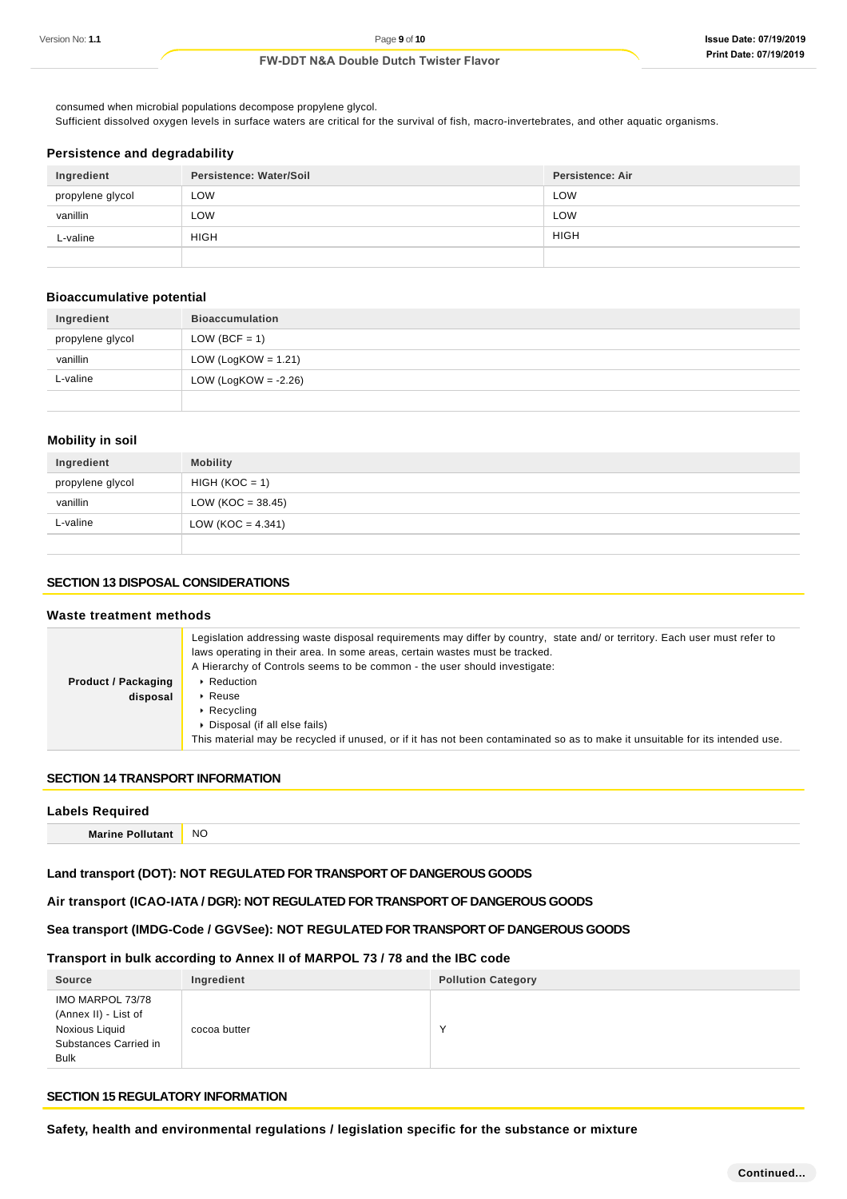consumed when microbial populations decompose propylene glycol.
Sufficient dissolved oxygen levels in surface waters are critical for the survival of fish, macro-invertebrates, and other aquatic organisms.

### Persistence and degradability

| Ingredient | Persistence: Water/Soil | Persistence: Air |
|---|---|---|
| propylene glycol | LOW | LOW |
| vanillin | LOW | LOW |
| L-valine | HIGH | HIGH |
| | | |

### Bioaccumulative potential

| Ingredient | Bioaccumulation |
|---|---|
| propylene glycol | LOW (BCF = 1) |
| vanillin | LOW (LogKOW = 1.21) |
| L-valine | LOW (LogKOW = -2.26) |
| | |

### Mobility in soil

| Ingredient | Mobility |
|---|---|
| propylene glycol | HIGH (KOC = 1) |
| vanillin | LOW (KOC = 38.45) |
| L-valine | LOW (KOC = 4.341) |
| | |

## SECTION 13 DISPOSAL CONSIDERATIONS

### Waste treatment methods

| | |
|---|---|
| **Product / Packaging disposal** | Legislation addressing waste disposal requirements may differ by country, state and/ or territory. Each user must refer to laws operating in their area. In some areas, certain wastes must be tracked.<br>A Hierarchy of Controls seems to be common - the user should investigate:<br>▸ Reduction<br>▸ Reuse<br>▸ Recycling<br>▸ Disposal (if all else fails)<br>This material may be recycled if unused, or if it has not been contaminated so as to make it unsuitable for its intended use. |

## SECTION 14 TRANSPORT INFORMATION

### Labels Required

| | |
|---|---|
| **Marine Pollutant** | NO |

### Land transport (DOT): NOT REGULATED FOR TRANSPORT OF DANGEROUS GOODS

### Air transport (ICAO-IATA / DGR): NOT REGULATED FOR TRANSPORT OF DANGEROUS GOODS

### Sea transport (IMDG-Code / GGVSee): NOT REGULATED FOR TRANSPORT OF DANGEROUS GOODS

### Transport in bulk according to Annex II of MARPOL 73 / 78 and the IBC code

| Source | Ingredient | Pollution Category |
|---|---|---|
| IMO MARPOL 73/78 (Annex II) - List of Noxious Liquid Substances Carried in Bulk | cocoa butter | Y |

## SECTION 15 REGULATORY INFORMATION

### Safety, health and environmental regulations / legislation specific for the substance or mixture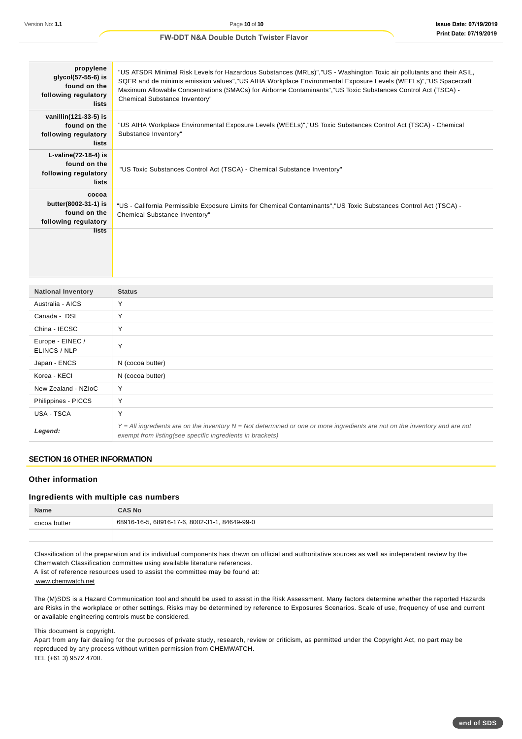| | |
|---|---|
| **propylene glycol(57-55-6) is found on the following regulatory lists** | "US ATSDR Minimal Risk Levels for Hazardous Substances (MRLs)","US - Washington Toxic air pollutants and their ASIL, SQER and de minimis emission values","US AIHA Workplace Environmental Exposure Levels (WEELs)","US Spacecraft Maximum Allowable Concentrations (SMACs) for Airborne Contaminants","US Toxic Substances Control Act (TSCA) - Chemical Substance Inventory" |
| **vanillin(121-33-5) is found on the following regulatory lists** | "US AIHA Workplace Environmental Exposure Levels (WEELs)","US Toxic Substances Control Act (TSCA) - Chemical Substance Inventory" |
| **L-valine(72-18-4) is found on the following regulatory lists** | "US Toxic Substances Control Act (TSCA) - Chemical Substance Inventory" |
| **cocoa butter(8002-31-1) is found on the following regulatory lists** | "US - California Permissible Exposure Limits for Chemical Contaminants","US Toxic Substances Control Act (TSCA) - Chemical Substance Inventory" |

| National Inventory | Status |
|---|---|
| Australia - AICS | Y |
| Canada - DSL | Y |
| China - IECSC | Y |
| Europe - EINEC / ELINCS / NLP | Y |
| Japan - ENCS | N (cocoa butter) |
| Korea - KECI | N (cocoa butter) |
| New Zealand - NZIoC | Y |
| Philippines - PICCS | Y |
| USA - TSCA | Y |
| ***Legend:*** | *Y = All ingredients are on the inventory N = Not determined or one or more ingredients are not on the inventory and are not exempt from listing(see specific ingredients in brackets)* |

## SECTION 16 OTHER INFORMATION

### Other information

### Ingredients with multiple cas numbers

| Name | CAS No |
|---|---|
| cocoa butter | 68916-16-5, 68916-17-6, 8002-31-1, 84649-99-0 |

Classification of the preparation and its individual components has drawn on official and authoritative sources as well as independent review by the Chemwatch Classification committee using available literature references.
A list of reference resources used to assist the committee may be found at:
www.chemwatch.net

The (M)SDS is a Hazard Communication tool and should be used to assist in the Risk Assessment. Many factors determine whether the reported Hazards are Risks in the workplace or other settings. Risks may be determined by reference to Exposures Scenarios. Scale of use, frequency of use and current or available engineering controls must be considered.

This document is copyright.
Apart from any fair dealing for the purposes of private study, research, review or criticism, as permitted under the Copyright Act, no part may be reproduced by any process without written permission from CHEMWATCH.
TEL (+61 3) 9572 4700.

**end of SDS**